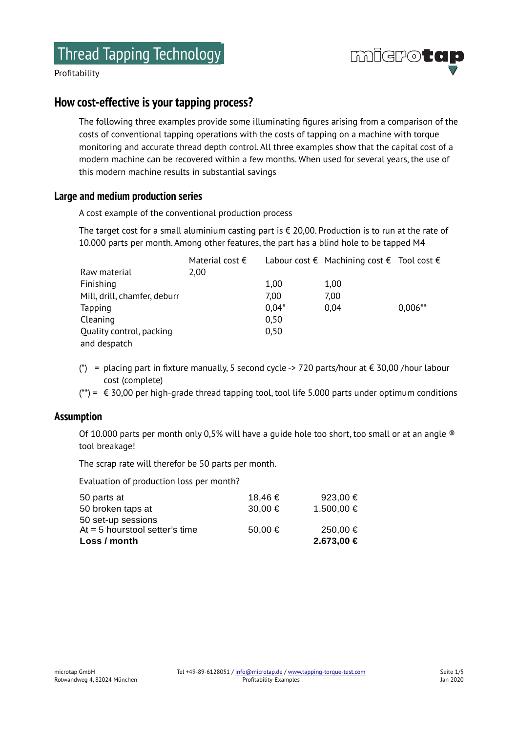# Thread Tapping Technology

Profitability

## How cost-effective is your tapping process?

The following three examples provide some illuminating figures arising from a comparison of the costs of conventional tapping operations with the costs of tapping on a machine with torque monitoring and accurate thread depth control. All three examples show that the capital cost of a modern machine can be recovered within a few months. When used for several years, the use of this modern machine results in substantial savings

### Large and medium production series

A cost example of the conventional production process

The target cost for a small aluminium casting part is € 20,00. Production is to run at the rate of 10.000 parts per month. Among other features, the part has a blind hole to be tapped M4

| | Material cost € | Labour cost € | Machining cost € | Tool cost € |
|---|---|---|---|---|
| Raw material | 2,00 | | | |
| Finishing | | 1,00 | 1,00 | |
| Mill, drill, chamfer, deburr | | 7,00 | 7,00 | |
| Tapping | | 0,04* | 0,04 | 0,006** |
| Cleaning | | 0,50 | | |
| Quality control, packing and despatch | | 0,50 | | |

(*) = placing part in fixture manually, 5 second cycle -> 720 parts/hour at € 30,00 /hour labour cost (complete)

(**) = € 30,00 per high-grade thread tapping tool, tool life 5.000 parts under optimum conditions

### Assumption

Of 10.000 parts per month only 0,5% will have a guide hole too short, too small or at an angle ® tool breakage!

The scrap rate will therefor be 50 parts per month.

Evaluation of production loss per month?

| | | |
|---|---|---|
| 50 parts at | 18,46 € | 923,00 € |
| 50 broken taps at | 30,00 € | 1.500,00 € |
| 50 set-up sessions At = 5 hourstool setter's time | 50,00 € | 250,00 € |
| **Loss / month** | | **2.673,00 €** |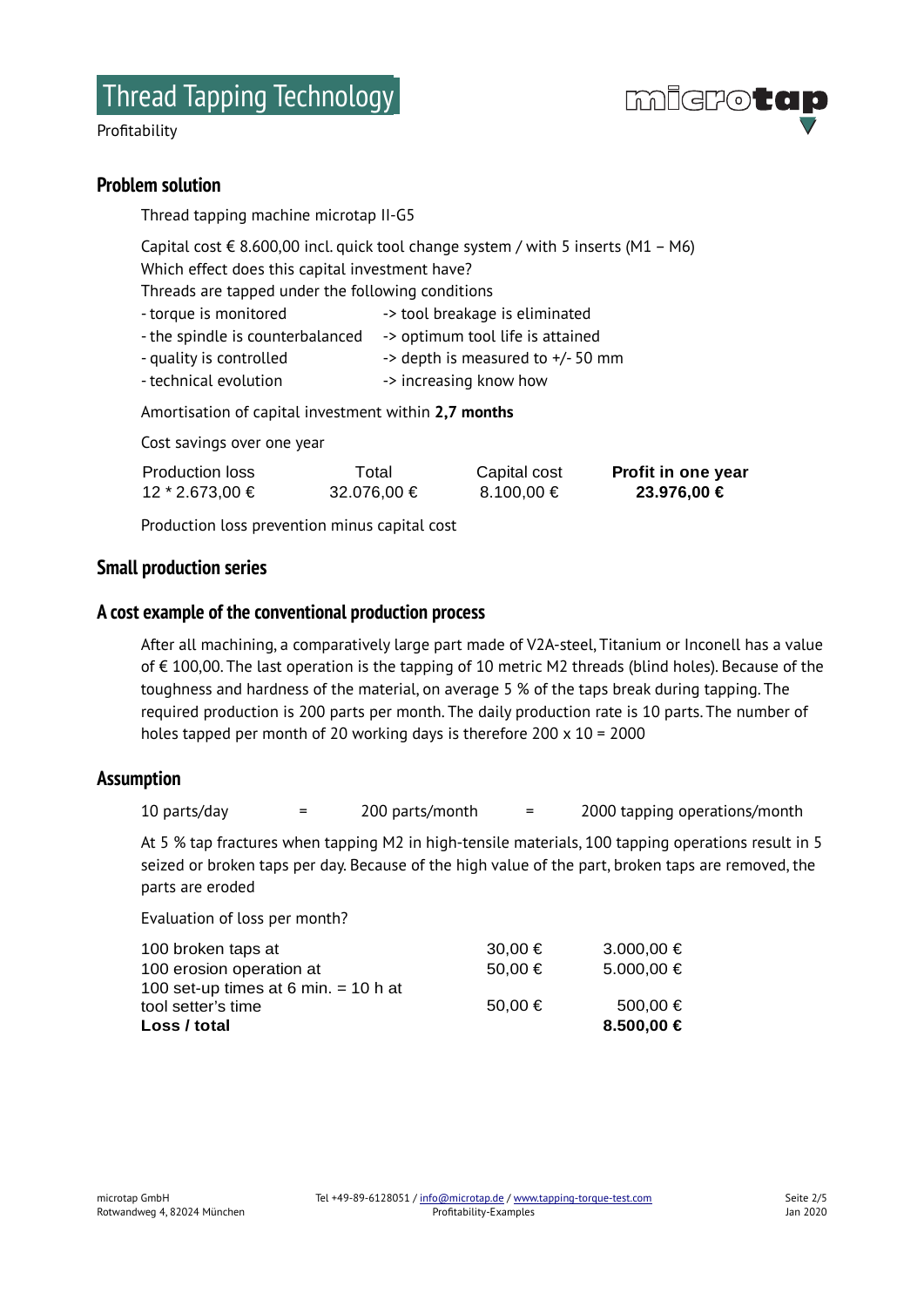## Problem solution

Thread tapping machine microtap II-G5

Capital cost € 8.600,00 incl. quick tool change system / with 5 inserts (M1 – M6)
Which effect does this capital investment have?
Threads are tapped under the following conditions

- torque is monitored -> tool breakage is eliminated
- the spindle is counterbalanced -> optimum tool life is attained
- quality is controlled -> depth is measured to +/- 50 mm
- technical evolution -> increasing know how

Amortisation of capital investment within **2,7 months**

Cost savings over one year

| Production loss | Total | Capital cost | **Profit in one year** |
|---|---|---|---|
| 12 * 2.673,00 € | 32.076,00 € | 8.100,00 € | **23.976,00 €** |

Production loss prevention minus capital cost

## Small production series

## A cost example of the conventional production process

After all machining, a comparatively large part made of V2A-steel, Titanium or Inconell has a value of € 100,00. The last operation is the tapping of 10 metric M2 threads (blind holes). Because of the toughness and hardness of the material, on average 5 % of the taps break during tapping. The required production is 200 parts per month. The daily production rate is 10 parts. The number of holes tapped per month of 20 working days is therefore 200 x 10 = 2000

## Assumption

10 parts/day = 200 parts/month = 2000 tapping operations/month

At 5 % tap fractures when tapping M2 in high-tensile materials, 100 tapping operations result in 5 seized or broken taps per day. Because of the high value of the part, broken taps are removed, the parts are eroded

Evaluation of loss per month?

| | | |
|---|---|---|
| 100 broken taps at | 30,00 € | 3.000,00 € |
| 100 erosion operation at | 50,00 € | 5.000,00 € |
| 100 set-up times at 6 min. = 10 h at tool setter's time | 50,00 € | 500,00 € |
| **Loss / total** | | **8.500,00 €** |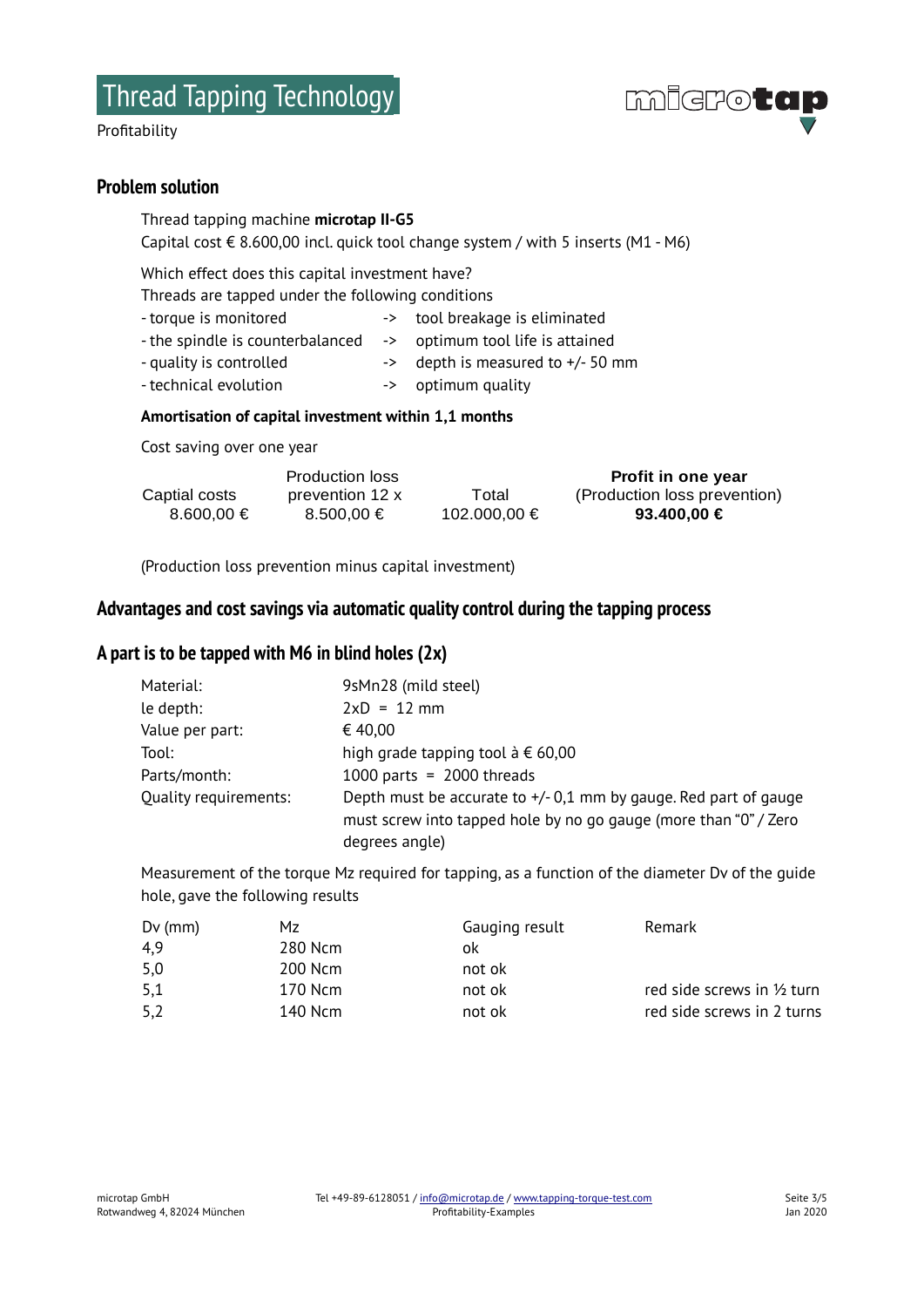## Problem solution

Thread tapping machine **microtap II-G5**
Capital cost € 8.600,00 incl. quick tool change system / with 5 inserts (M1 - M6)

Which effect does this capital investment have?
Threads are tapped under the following conditions

- torque is monitored -> tool breakage is eliminated
- the spindle is counterbalanced -> optimum tool life is attained
- quality is controlled -> depth is measured to +/- 50 mm
- technical evolution -> optimum quality

**Amortisation of capital investment within 1,1 months**

Cost saving over one year

| Captial costs | Production loss prevention 12 x | Total | **Profit in one year** (Production loss prevention) |
|---|---|---|---|
| 8.600,00 € | 8.500,00 € | 102.000,00 € | **93.400,00 €** |

(Production loss prevention minus capital investment)

## Advantages and cost savings via automatic quality control during the tapping process

## A part is to be tapped with M6 in blind holes (2x)

| | |
|---|---|
| Material: | 9sMn28 (mild steel) |
| le depth: | 2xD = 12 mm |
| Value per part: | € 40,00 |
| Tool: | high grade tapping tool à € 60,00 |
| Parts/month: | 1000 parts = 2000 threads |
| Quality requirements: | Depth must be accurate to +/- 0,1 mm by gauge. Red part of gauge must screw into tapped hole by no go gauge (more than "0" / Zero degrees angle) |

Measurement of the torque Mz required for tapping, as a function of the diameter Dv of the guide hole, gave the following results

| Dv (mm) | Mz | Gauging result | Remark |
|---|---|---|---|
| 4,9 | 280 Ncm | ok | |
| 5,0 | 200 Ncm | not ok | |
| 5,1 | 170 Ncm | not ok | red side screws in ½ turn |
| 5,2 | 140 Ncm | not ok | red side screws in 2 turns |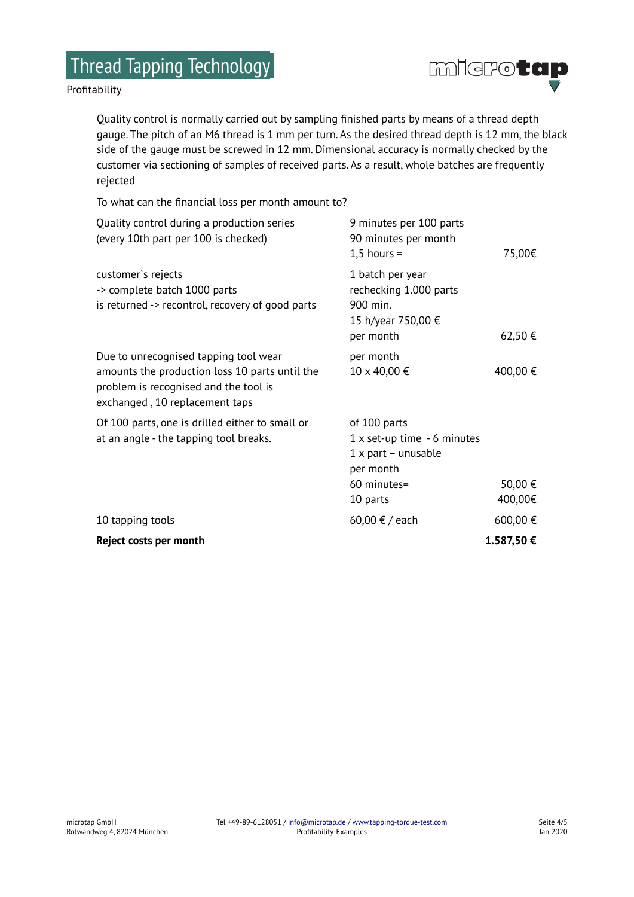Quality control is normally carried out by sampling finished parts by means of a thread depth gauge. The pitch of an M6 thread is 1 mm per turn. As the desired thread depth is 12 mm, the black side of the gauge must be screwed in 12 mm. Dimensional accuracy is normally checked by the customer via sectioning of samples of received parts. As a result, whole batches are frequently rejected

To what can the financial loss per month amount to?

| | | |
|---|---|---|
| Quality control during a production series<br>(every 10th part per 100 is checked) | 9 minutes per 100 parts<br>90 minutes per month<br>1,5 hours = | 75,00€ |
| customer`s rejects<br>-> complete batch 1000 parts<br>is returned -> recontrol, recovery of good parts | 1 batch per year<br>rechecking 1.000 parts<br>900 min.<br>15 h/year 750,00 €<br>per month | 62,50 € |
| Due to unrecognised tapping tool wear amounts the production loss 10 parts until the problem is recognised and the tool is exchanged , 10 replacement taps | per month<br>10 x 40,00 € | 400,00 € |
| Of 100 parts, one is drilled either to small or at an angle - the tapping tool breaks. | of 100 parts<br>1 x set-up time - 6 minutes<br>1 x part – unusable<br>per month<br>60 minutes=<br>10 parts | <br><br><br><br>50,00 €<br>400,00€ |
| 10 tapping tools | 60,00 € / each | 600,00 € |
| **Reject costs per month** | | **1.587,50 €** |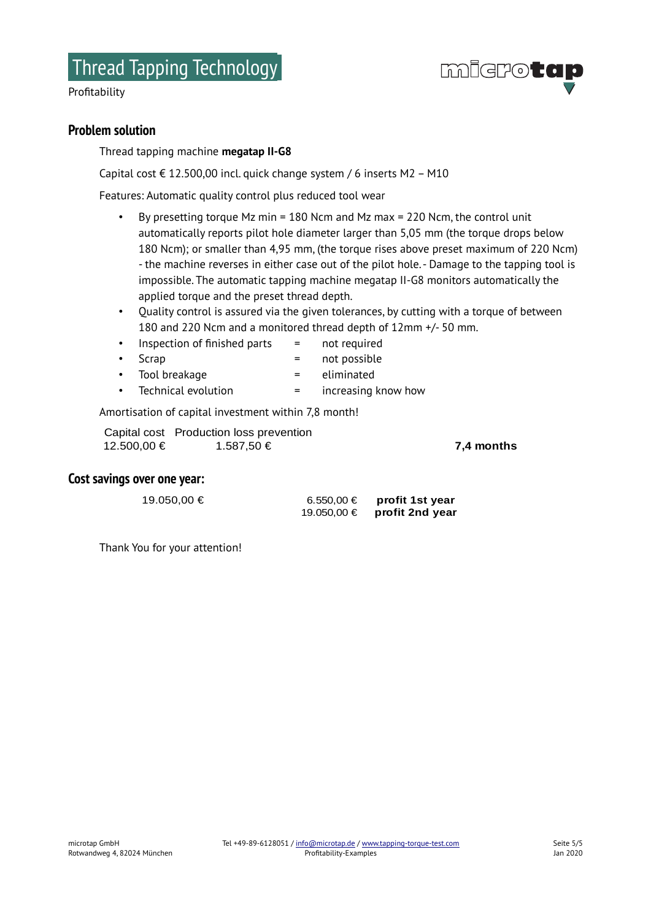# Thread Tapping Technology

Profitability

## Problem solution

Thread tapping machine **megatap II-G8**

Capital cost € 12.500,00 incl. quick change system / 6 inserts M2 – M10

Features: Automatic quality control plus reduced tool wear

- By presetting torque Mz min = 180 Ncm and Mz max = 220 Ncm, the control unit automatically reports pilot hole diameter larger than 5,05 mm (the torque drops below 180 Ncm); or smaller than 4,95 mm, (the torque rises above preset maximum of 220 Ncm) - the machine reverses in either case out of the pilot hole. - Damage to the tapping tool is impossible. The automatic tapping machine megatap II-G8 monitors automatically the applied torque and the preset thread depth.
- Quality control is assured via the given tolerances, by cutting with a torque of between 180 and 220 Ncm and a monitored thread depth of 12mm +/- 50 mm.
- Inspection of finished parts = not required
- Scrap = not possible
- Tool breakage = eliminated
- Technical evolution = increasing know how

Amortisation of capital investment within 7,8 month!

| Capital cost | Production loss prevention | |
|---|---|---|
| 12.500,00 € | 1.587,50 € | **7,4 months** |

## Cost savings over one year:

| | | |
|---|---|---|
| 19.050,00 € | 6.550,00 € | **profit 1st year** |
| | 19.050,00 € | **profit 2nd year** |

Thank You for your attention!